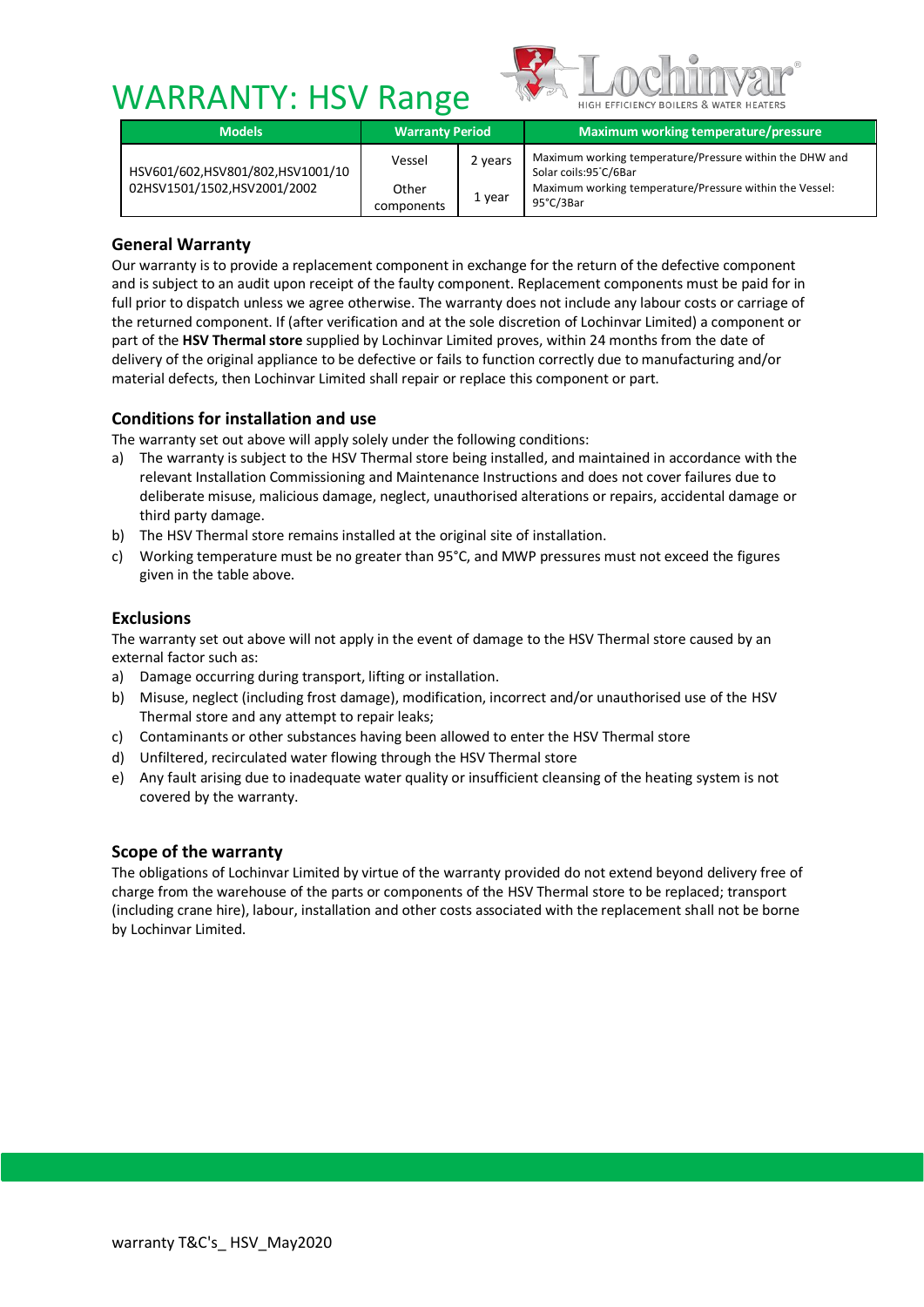# WARRANTY: HSV Range

| Models | Warranty Period | | Maximum working temperature/pressure |
|---|---|---|---|
| HSV601/602,HSV801/802,HSV1001/1002HSV1501/1502,HSV2001/2002 | Vessel | 2 years | Maximum working temperature/Pressure within the DHW and Solar coils:95˚C/6Bar |
| | Other components | 1 year | Maximum working temperature/Pressure within the Vessel: 95°C/3Bar |

## General Warranty

Our warranty is to provide a replacement component in exchange for the return of the defective component and is subject to an audit upon receipt of the faulty component. Replacement components must be paid for in full prior to dispatch unless we agree otherwise. The warranty does not include any labour costs or carriage of the returned component. If (after verification and at the sole discretion of Lochinvar Limited) a component or part of the **HSV Thermal store** supplied by Lochinvar Limited proves, within 24 months from the date of delivery of the original appliance to be defective or fails to function correctly due to manufacturing and/or material defects, then Lochinvar Limited shall repair or replace this component or part.

## Conditions for installation and use

The warranty set out above will apply solely under the following conditions:

a) The warranty is subject to the HSV Thermal store being installed, and maintained in accordance with the relevant Installation Commissioning and Maintenance Instructions and does not cover failures due to deliberate misuse, malicious damage, neglect, unauthorised alterations or repairs, accidental damage or third party damage.
b) The HSV Thermal store remains installed at the original site of installation.
c) Working temperature must be no greater than 95°C, and MWP pressures must not exceed the figures given in the table above.

## Exclusions

The warranty set out above will not apply in the event of damage to the HSV Thermal store caused by an external factor such as:

a) Damage occurring during transport, lifting or installation.
b) Misuse, neglect (including frost damage), modification, incorrect and/or unauthorised use of the HSV Thermal store and any attempt to repair leaks;
c) Contaminants or other substances having been allowed to enter the HSV Thermal store
d) Unfiltered, recirculated water flowing through the HSV Thermal store
e) Any fault arising due to inadequate water quality or insufficient cleansing of the heating system is not covered by the warranty.

## Scope of the warranty

The obligations of Lochinvar Limited by virtue of the warranty provided do not extend beyond delivery free of charge from the warehouse of the parts or components of the HSV Thermal store to be replaced; transport (including crane hire), labour, installation and other costs associated with the replacement shall not be borne by Lochinvar Limited.

warranty T&C's_ HSV_May2020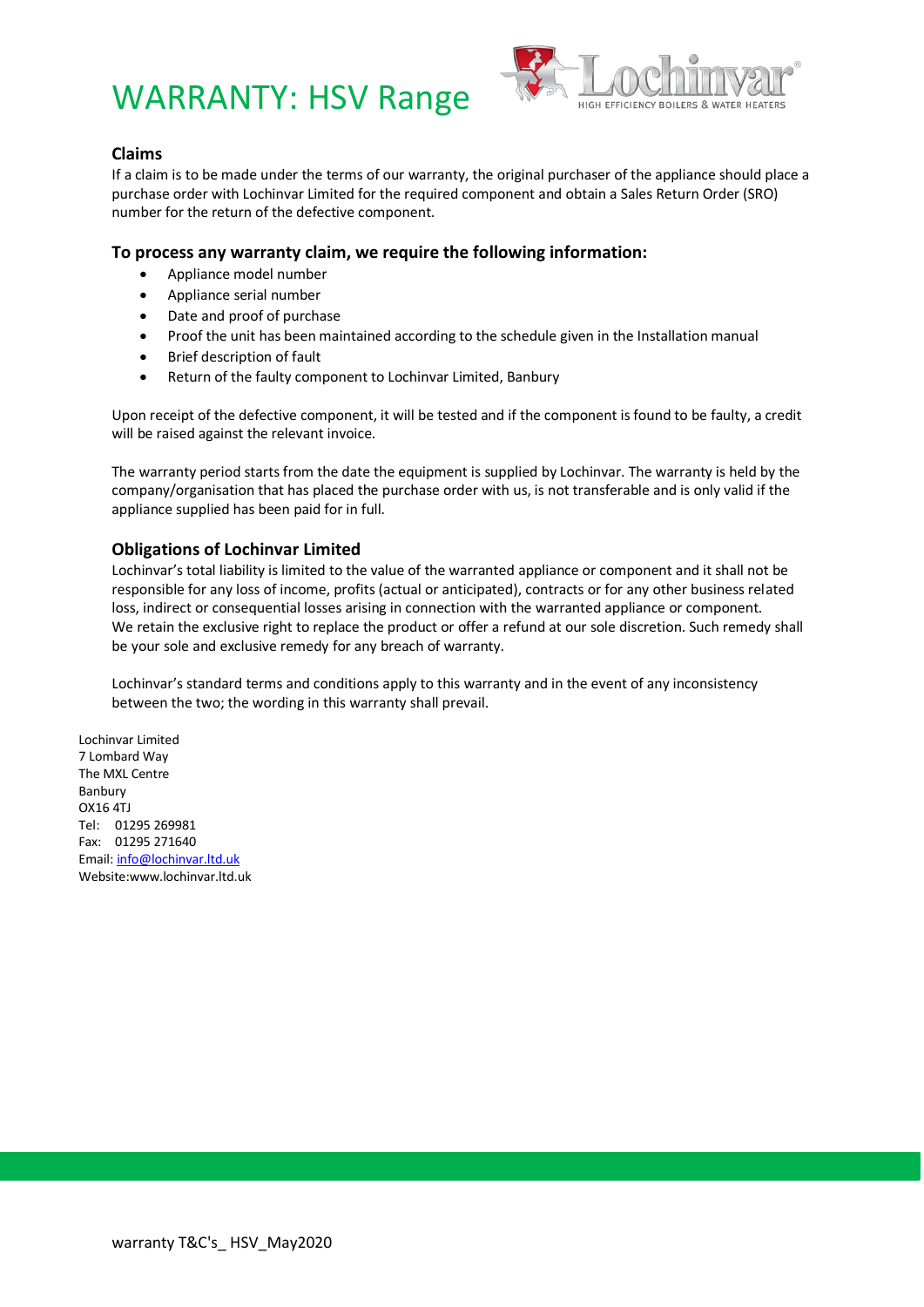# WARRANTY: HSV Range

### Claims

If a claim is to be made under the terms of our warranty, the original purchaser of the appliance should place a purchase order with Lochinvar Limited for the required component and obtain a Sales Return Order (SRO) number for the return of the defective component.

### To process any warranty claim, we require the following information:

- Appliance model number
- Appliance serial number
- Date and proof of purchase
- Proof the unit has been maintained according to the schedule given in the Installation manual
- Brief description of fault
- Return of the faulty component to Lochinvar Limited, Banbury

Upon receipt of the defective component, it will be tested and if the component is found to be faulty, a credit will be raised against the relevant invoice.

The warranty period starts from the date the equipment is supplied by Lochinvar. The warranty is held by the company/organisation that has placed the purchase order with us, is not transferable and is only valid if the appliance supplied has been paid for in full.

### Obligations of Lochinvar Limited

Lochinvar's total liability is limited to the value of the warranted appliance or component and it shall not be responsible for any loss of income, profits (actual or anticipated), contracts or for any other business related loss, indirect or consequential losses arising in connection with the warranted appliance or component.
We retain the exclusive right to replace the product or offer a refund at our sole discretion. Such remedy shall be your sole and exclusive remedy for any breach of warranty.

Lochinvar's standard terms and conditions apply to this warranty and in the event of any inconsistency between the two; the wording in this warranty shall prevail.

Lochinvar Limited
7 Lombard Way
The MXL Centre
Banbury
OX16 4TJ
Tel: 01295 269981
Fax: 01295 271640
Email: info@lochinvar.ltd.uk
Website:www.lochinvar.ltd.uk